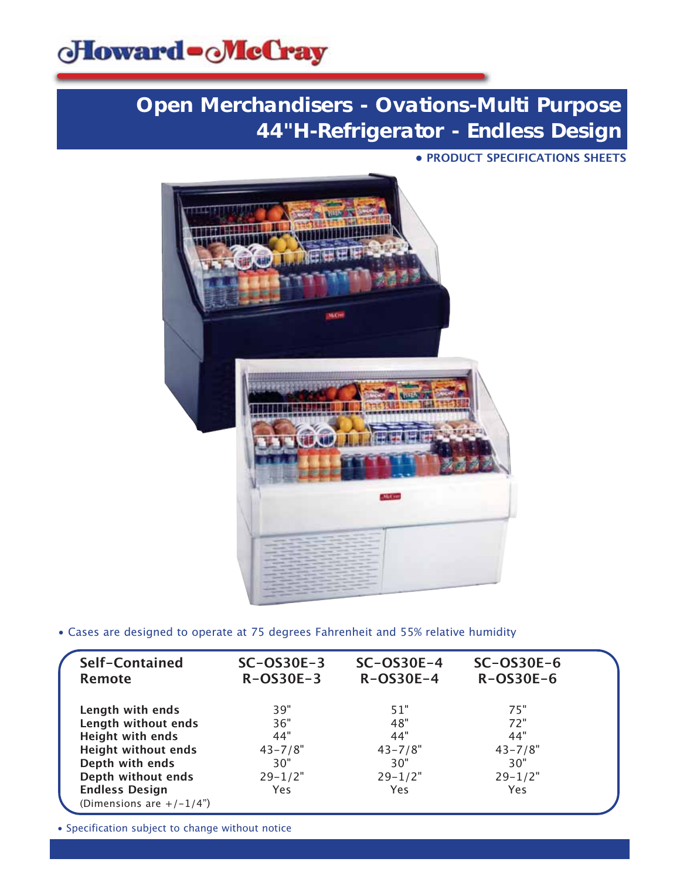Howard-McCray

# Open Merchandisers - Ovations-Multi Purpose 44"H-Refrigerator - Endless Design

• PRODUCT SPECIFICATIONS SHEETS

• Cases are designed to operate at 75 degrees Fahrenheit and 55% relative humidity

| Self-Contained<br>Remote | SC-OS30E-3<br>R-OS30E-3 | SC-OS30E-4<br>R-OS30E-4 | SC-OS30E-6<br>R-OS30E-6 |
|---|---|---|---|
| **Length with ends** | 39" | 51" | 75" |
| **Length without ends** | 36" | 48" | 72" |
| **Height with ends** | 44" | 44" | 44" |
| **Height without ends** | 43-7/8" | 43-7/8" | 43-7/8" |
| **Depth with ends** | 30" | 30" | 30" |
| **Depth without ends** | 29-1/2" | 29-1/2" | 29-1/2" |
| **Endless Design** | Yes | Yes | Yes |

(Dimensions are +/-1/4")

• Specification subject to change without notice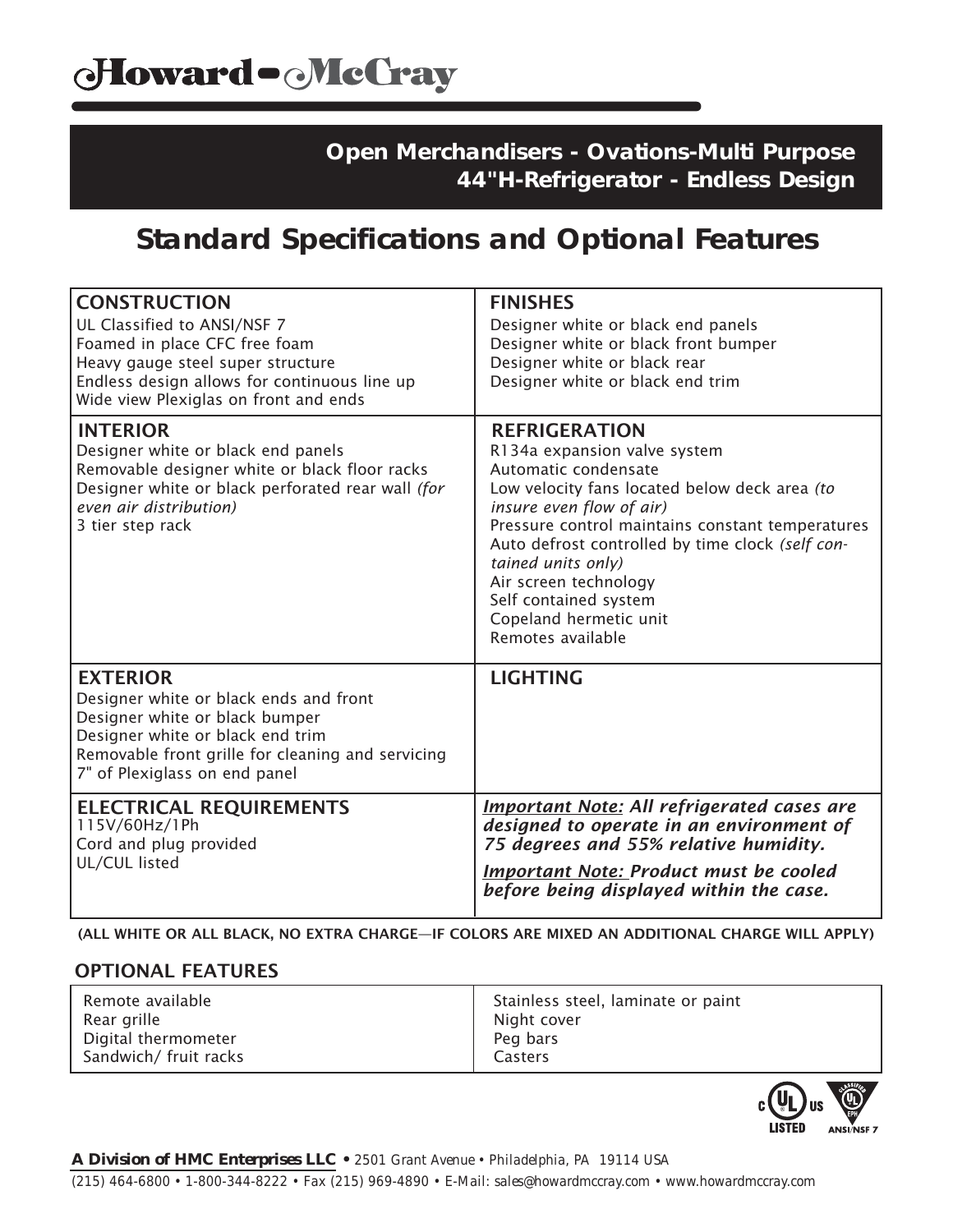# Howard-McCray

## Open Merchandisers - Ovations-Multi Purpose
## 44"H-Refrigerator - Endless Design

## Standard Specifications and Optional Features

| CONSTRUCTION | FINISHES |
| --- | --- |
| UL Classified to ANSI/NSF 7<br>Foamed in place CFC free foam<br>Heavy gauge steel super structure<br>Endless design allows for continuous line up<br>Wide view Plexiglas on front and ends | Designer white or black end panels<br>Designer white or black front bumper<br>Designer white or black rear<br>Designer white or black end trim |
| **INTERIOR** | **REFRIGERATION** |
| Designer white or black end panels<br>Removable designer white or black floor racks<br>Designer white or black perforated rear wall *(for even air distribution)*<br>3 tier step rack | R134a expansion valve system<br>Automatic condensate<br>Low velocity fans located below deck area *(to insure even flow of air)*<br>Pressure control maintains constant temperatures<br>Auto defrost controlled by time clock *(self contained units only)*<br>Air screen technology<br>Self contained system<br>Copeland hermetic unit<br>Remotes available |
| **EXTERIOR** | **LIGHTING** |
| Designer white or black ends and front<br>Designer white or black bumper<br>Designer white or black end trim<br>Removable front grille for cleaning and servicing<br>7" of Plexiglass on end panel | |
| **ELECTRICAL REQUIREMENTS** | ***Important Note:* All refrigerated cases are designed to operate in an environment of 75 degrees and 55% relative humidity.** |
| 115V/60Hz/1Ph<br>Cord and plug provided<br>UL/CUL listed | ***Important Note:* Product must be cooled before being displayed within the case.** |

**(ALL WHITE OR ALL BLACK, NO EXTRA CHARGE—IF COLORS ARE MIXED AN ADDITIONAL CHARGE WILL APPLY)**

### OPTIONAL FEATURES

| | |
| --- | --- |
| Remote available<br>Rear grille<br>Digital thermometer<br>Sandwich/ fruit racks | Stainless steel, laminate or paint<br>Night cover<br>Peg bars<br>Casters |

c UL us LISTED — UL CLASSIFIED EPH ANSI/NSF 7

**A Division of HMC Enterprises LLC** • 2501 Grant Avenue • Philadelphia, PA 19114 USA

(215) 464-6800 • 1-800-344-8222 • Fax (215) 969-4890 • E-Mail: sales@howardmccray.com • www.howardmccray.com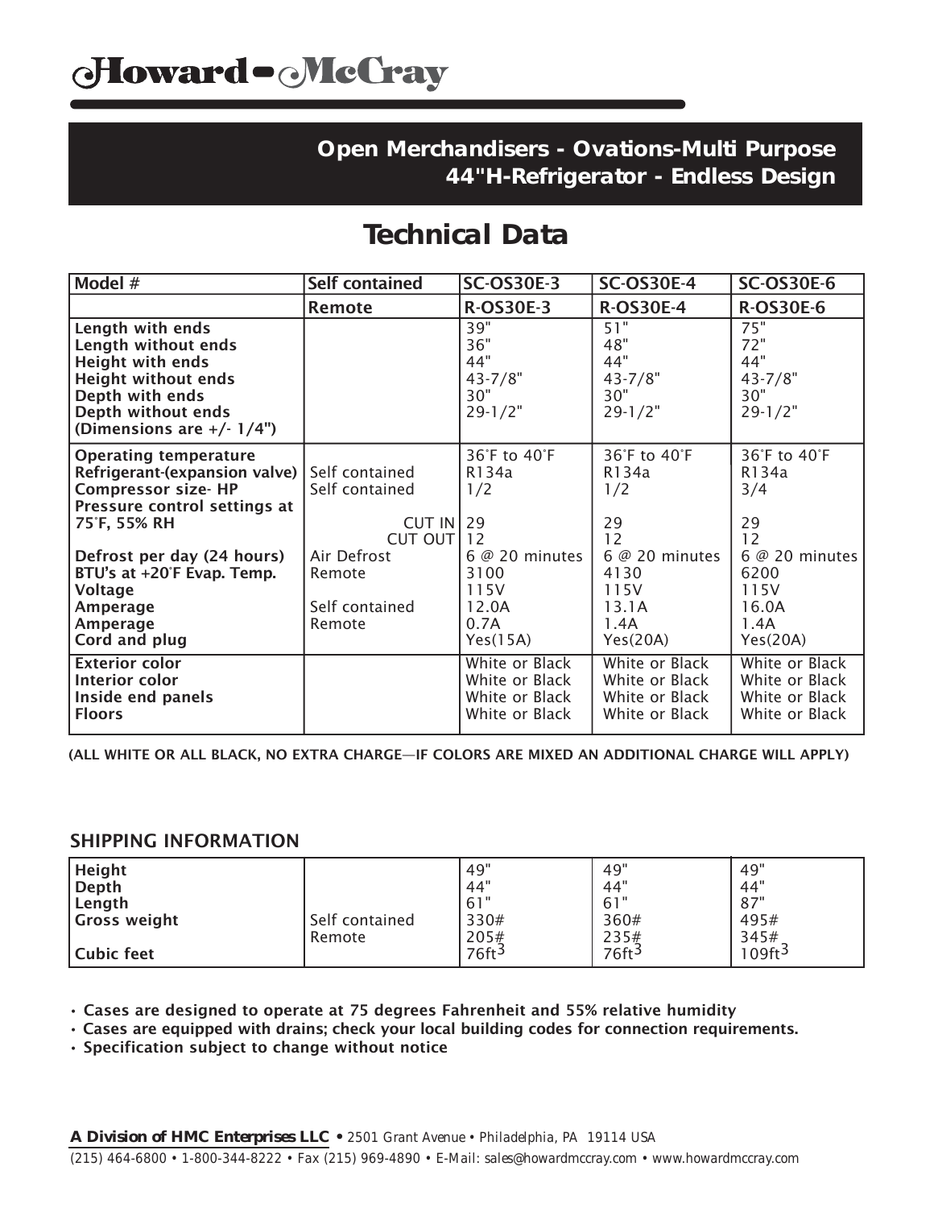# Howard-McCray

## Open Merchandisers - Ovations-Multi Purpose 44"H-Refrigerator - Endless Design

## Technical Data

| Model # | Self contained | SC-OS30E-3 | SC-OS30E-4 | SC-OS30E-6 |
|---|---|---|---|---|
| | Remote | R-OS30E-3 | R-OS30E-4 | R-OS30E-6 |
| Length with ends | | 39" | 51" | 75" |
| Length without ends | | 36" | 48" | 72" |
| Height with ends | | 44" | 44" | 44" |
| Height without ends | | 43-7/8" | 43-7/8" | 43-7/8" |
| Depth with ends | | 30" | 30" | 30" |
| Depth without ends | | 29-1/2" | 29-1/2" | 29-1/2" |
| (Dimensions are +/- 1/4") | | | | |
| Operating temperature | | 36˚F to 40˚F | 36˚F to 40˚F | 36˚F to 40˚F |
| Refrigerant-(expansion valve) | Self contained | R134a | R134a | R134a |
| Compressor size- HP | Self contained | 1/2 | 1/2 | 3/4 |
| Pressure control settings at 75˚F, 55% RH | CUT IN | 29 | 29 | 29 |
| | CUT OUT | 12 | 12 | 12 |
| Defrost per day (24 hours) | Air Defrost | 6 @ 20 minutes | 6 @ 20 minutes | 6 @ 20 minutes |
| BTU's at +20˚F Evap. Temp. | Remote | 3100 | 4130 | 6200 |
| Voltage | | 115V | 115V | 115V |
| Amperage | Self contained | 12.0A | 13.1A | 16.0A |
| Amperage | Remote | 0.7A | 1.4A | 1.4A |
| Cord and plug | | Yes(15A) | Yes(20A) | Yes(20A) |
| Exterior color | | White or Black | White or Black | White or Black |
| Interior color | | White or Black | White or Black | White or Black |
| Inside end panels | | White or Black | White or Black | White or Black |
| Floors | | White or Black | White or Black | White or Black |

**(ALL WHITE OR ALL BLACK, NO EXTRA CHARGE—IF COLORS ARE MIXED AN ADDITIONAL CHARGE WILL APPLY)**

### SHIPPING INFORMATION

| | | | | |
|---|---|---|---|---|
| Height | | 49" | 49" | 49" |
| Depth | | 44" | 44" | 44" |
| Length | | 61" | 61" | 87" |
| Gross weight | Self contained | 330# | 360# | 495# |
| | Remote | 205# | 235# | 345# |
| Cubic feet | | $76ft^3$ | $76ft^3$ | $109ft^3$ |

- **Cases are designed to operate at 75 degrees Fahrenheit and 55% relative humidity**
- **Cases are equipped with drains; check your local building codes for connection requirements.**
- **Specification subject to change without notice**

***A Division of HMC Enterprises LLC*** • 2501 Grant Avenue • Philadelphia, PA 19114 USA

(215) 464-6800 • 1-800-344-8222 • Fax (215) 969-4890 • E-Mail: sales@howardmccray.com • www.howardmccray.com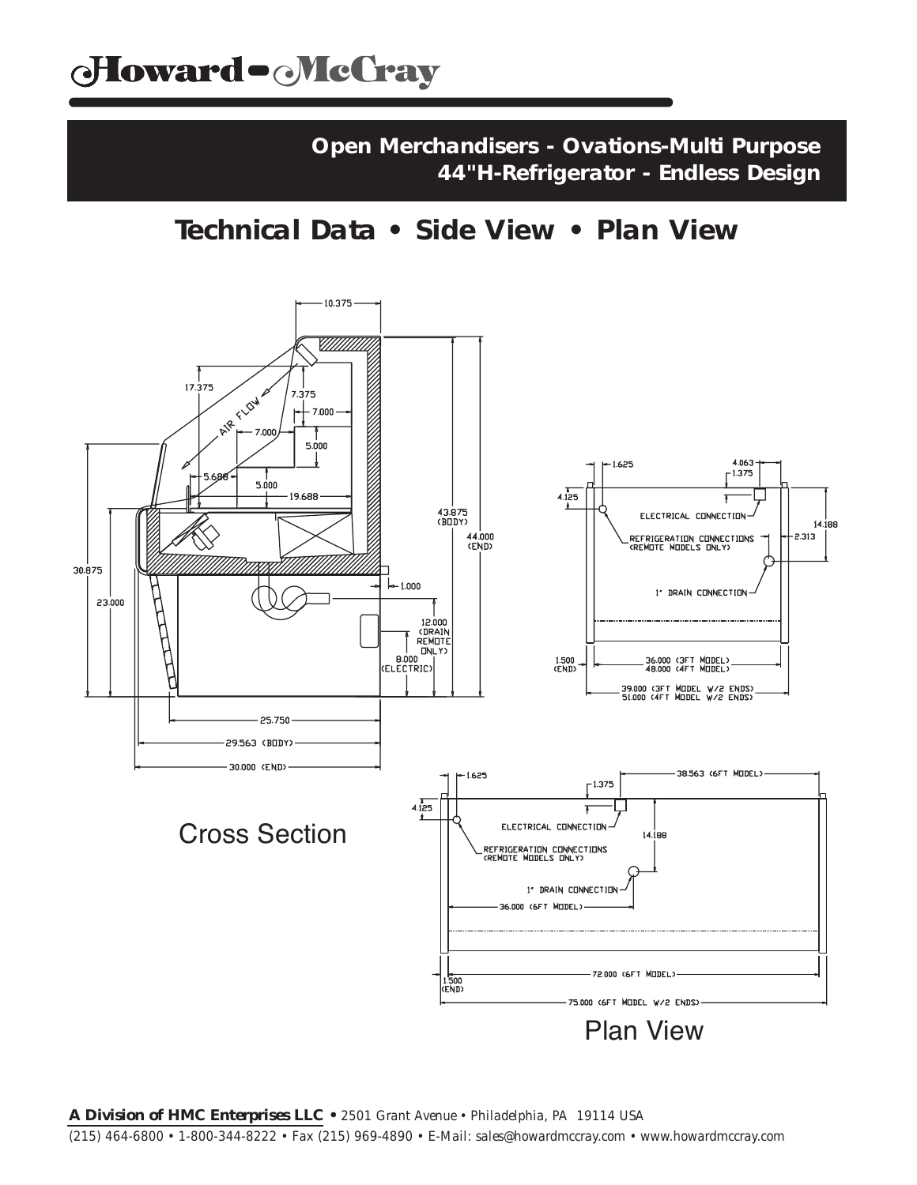# Howard-McCray

## Open Merchandisers - Ovations-Multi Purpose
## 44"H-Refrigerator - Endless Design

## Technical Data • Side View • Plan View

10.375

17.375

7.375

7.000

7.000

5.000

AIR FLOW

5.688

5.000

19.688

43.875 (BODY)

44.000 (END)

30.875

23.000

1.000

12.000 (DRAIN REMOTE ONLY)

8.000 (ELECTRIC)

25.750

29.563 (BODY)

30.000 (END)

Cross Section

1.625

4.063

1.375

4.125

ELECTRICAL CONNECTION

14.188

REFRIGERATION CONNECTIONS (REMOTE MODELS ONLY)

2.313

1" DRAIN CONNECTION

1.500 (END)

36.000 (3FT MODEL)
48.000 (4FT MODEL)

39.000 (3FT MODEL W/2 ENDS)
51.000 (4FT MODEL W/2 ENDS)

1.625

38.563 (6FT MODEL)

1.375

4.125

ELECTRICAL CONNECTION

14.188

REFRIGERATION CONNECTIONS (REMOTE MODELS ONLY)

1" DRAIN CONNECTION

36.000 (6FT MODEL)

1.500 (END)

72.000 (6FT MODEL)

75.000 (6FT MODEL W/2 ENDS)

Plan View

**A Division of HMC Enterprises LLC** • 2501 Grant Avenue • Philadelphia, PA 19114 USA
(215) 464-6800 • 1-800-344-8222 • Fax (215) 969-4890 • E-Mail: sales@howardmccray.com • www.howardmccray.com